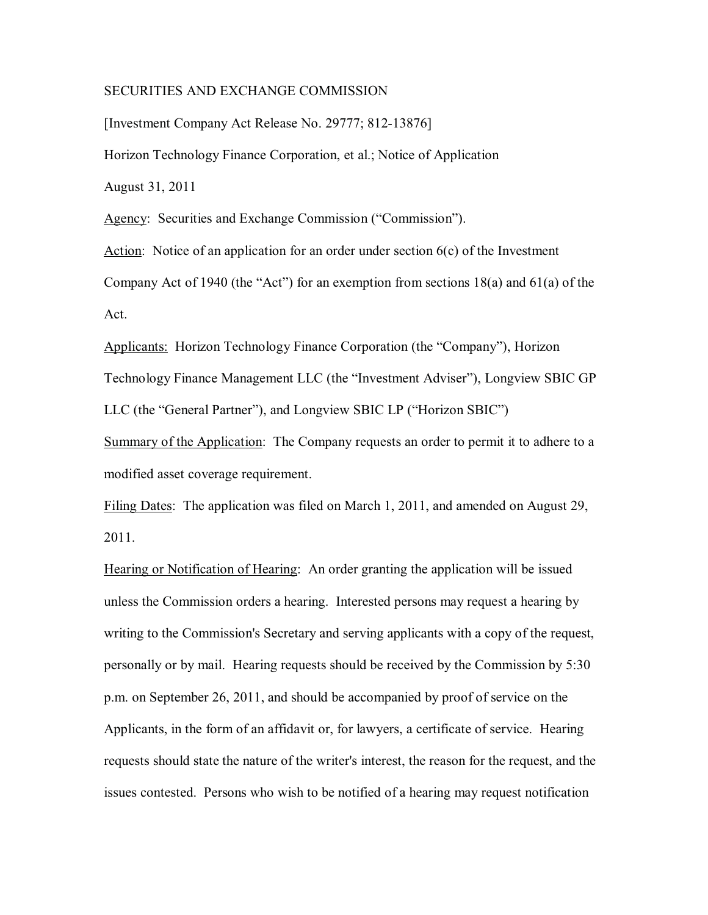SECURITIES AND EXCHANGE COMMISSION

[Investment Company Act Release No. 29777; 812-13876]

Horizon Technology Finance Corporation, et al.; Notice of Application

August 31, 2011

Agency: Securities and Exchange Commission ("Commission").

Action: Notice of an application for an order under section 6(c) of the Investment Company Act of 1940 (the "Act") for an exemption from sections 18(a) and 61(a) of the Act.

Applicants: Horizon Technology Finance Corporation (the "Company"), Horizon Technology Finance Management LLC (the "Investment Adviser"), Longview SBIC GP LLC (the "General Partner"), and Longview SBIC LP ("Horizon SBIC")

Summary of the Application: The Company requests an order to permit it to adhere to a modified asset coverage requirement.

Filing Dates: The application was filed on March 1, 2011, and amended on August 29, 2011.

Hearing or Notification of Hearing: An order granting the application will be issued unless the Commission orders a hearing. Interested persons may request a hearing by writing to the Commission's Secretary and serving applicants with a copy of the request, personally or by mail. Hearing requests should be received by the Commission by 5:30 p.m. on September 26, 2011, and should be accompanied by proof of service on the Applicants, in the form of an affidavit or, for lawyers, a certificate of service. Hearing requests should state the nature of the writer's interest, the reason for the request, and the issues contested. Persons who wish to be notified of a hearing may request notification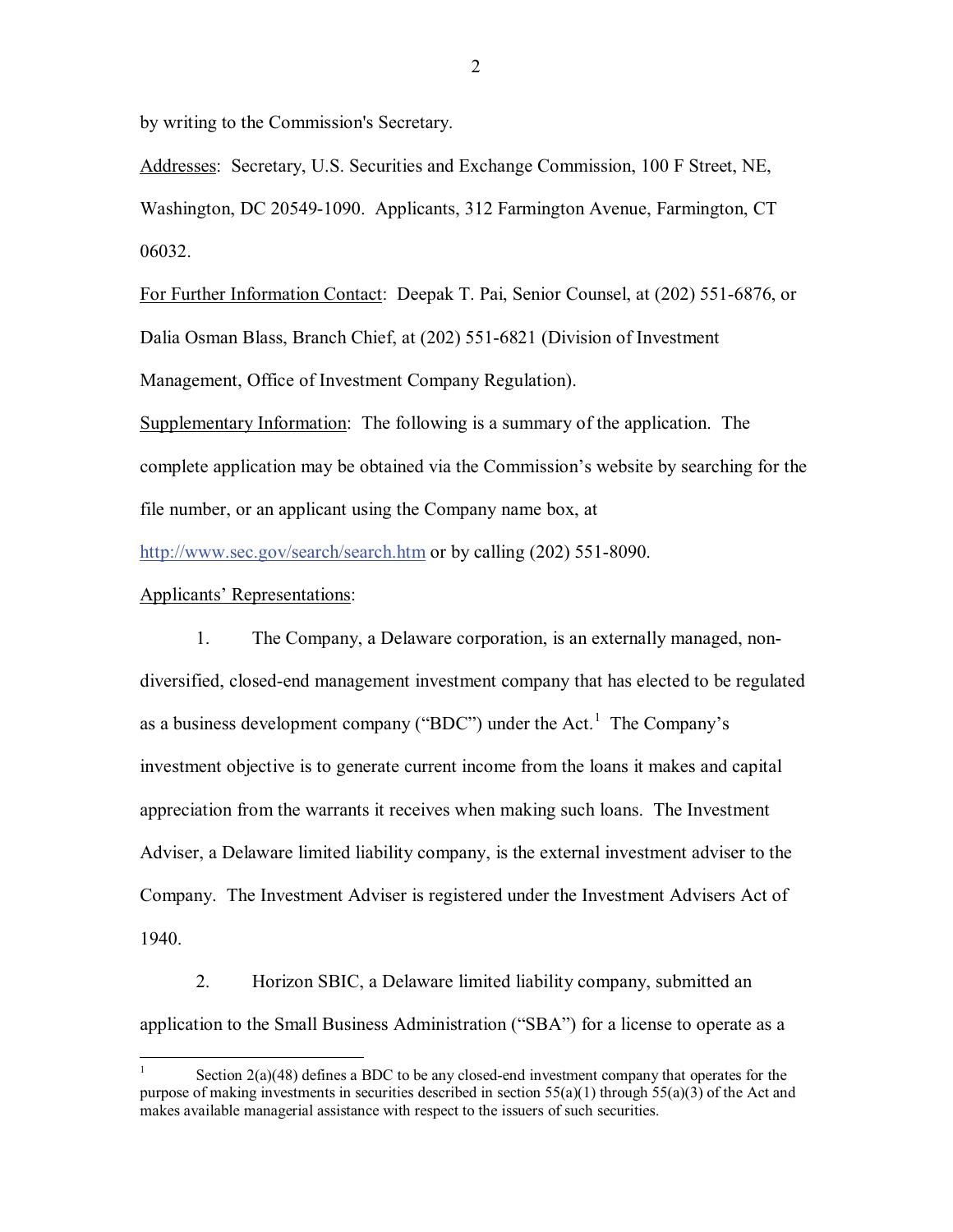by writing to the Commission's Secretary.

Addresses: Secretary, U.S. Securities and Exchange Commission, 100 F Street, NE, Washington, DC 20549-1090. Applicants, 312 Farmington Avenue, Farmington, CT 06032.

For Further Information Contact: Deepak T. Pai, Senior Counsel, at (202) 551-6876, or Dalia Osman Blass, Branch Chief, at (202) 551-6821 (Division of Investment Management, Office of Investment Company Regulation).

Supplementary Information: The following is a summary of the application. The complete application may be obtained via the Commission's website by searching for the file number, or an applicant using the Company name box, at http://www.sec.gov/search/search.htm or by calling (202) 551-8090.

Applicants' Representations:

1. The Company, a Delaware corporation, is an externally managed, non-diversified, closed-end management investment company that has elected to be regulated as a business development company ("BDC") under the Act.[1] The Company's investment objective is to generate current income from the loans it makes and capital appreciation from the warrants it receives when making such loans. The Investment Adviser, a Delaware limited liability company, is the external investment adviser to the Company. The Investment Adviser is registered under the Investment Advisers Act of 1940.

2. Horizon SBIC, a Delaware limited liability company, submitted an application to the Small Business Administration ("SBA") for a license to operate as a

[1] Section 2(a)(48) defines a BDC to be any closed-end investment company that operates for the purpose of making investments in securities described in section 55(a)(1) through 55(a)(3) of the Act and makes available managerial assistance with respect to the issuers of such securities.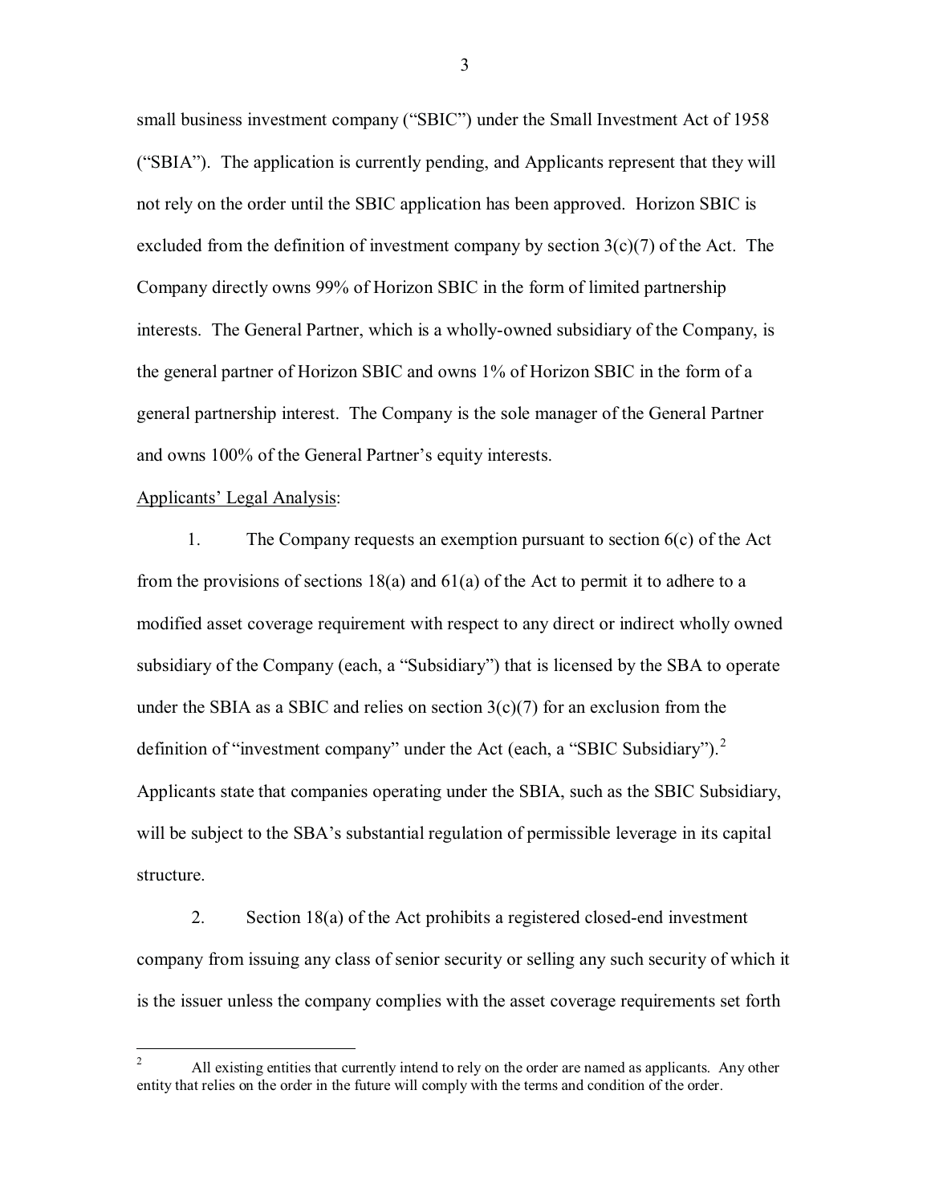small business investment company ("SBIC") under the Small Investment Act of 1958 ("SBIA"). The application is currently pending, and Applicants represent that they will not rely on the order until the SBIC application has been approved. Horizon SBIC is excluded from the definition of investment company by section 3(c)(7) of the Act. The Company directly owns 99% of Horizon SBIC in the form of limited partnership interests. The General Partner, which is a wholly-owned subsidiary of the Company, is the general partner of Horizon SBIC and owns 1% of Horizon SBIC in the form of a general partnership interest. The Company is the sole manager of the General Partner and owns 100% of the General Partner's equity interests.

Applicants' Legal Analysis:

1. The Company requests an exemption pursuant to section 6(c) of the Act from the provisions of sections 18(a) and 61(a) of the Act to permit it to adhere to a modified asset coverage requirement with respect to any direct or indirect wholly owned subsidiary of the Company (each, a "Subsidiary") that is licensed by the SBA to operate under the SBIA as a SBIC and relies on section 3(c)(7) for an exclusion from the definition of "investment company" under the Act (each, a "SBIC Subsidiary").[2] Applicants state that companies operating under the SBIA, such as the SBIC Subsidiary, will be subject to the SBA's substantial regulation of permissible leverage in its capital structure.

2. Section 18(a) of the Act prohibits a registered closed-end investment company from issuing any class of senior security or selling any such security of which it is the issuer unless the company complies with the asset coverage requirements set forth

---

[2] All existing entities that currently intend to rely on the order are named as applicants. Any other entity that relies on the order in the future will comply with the terms and condition of the order.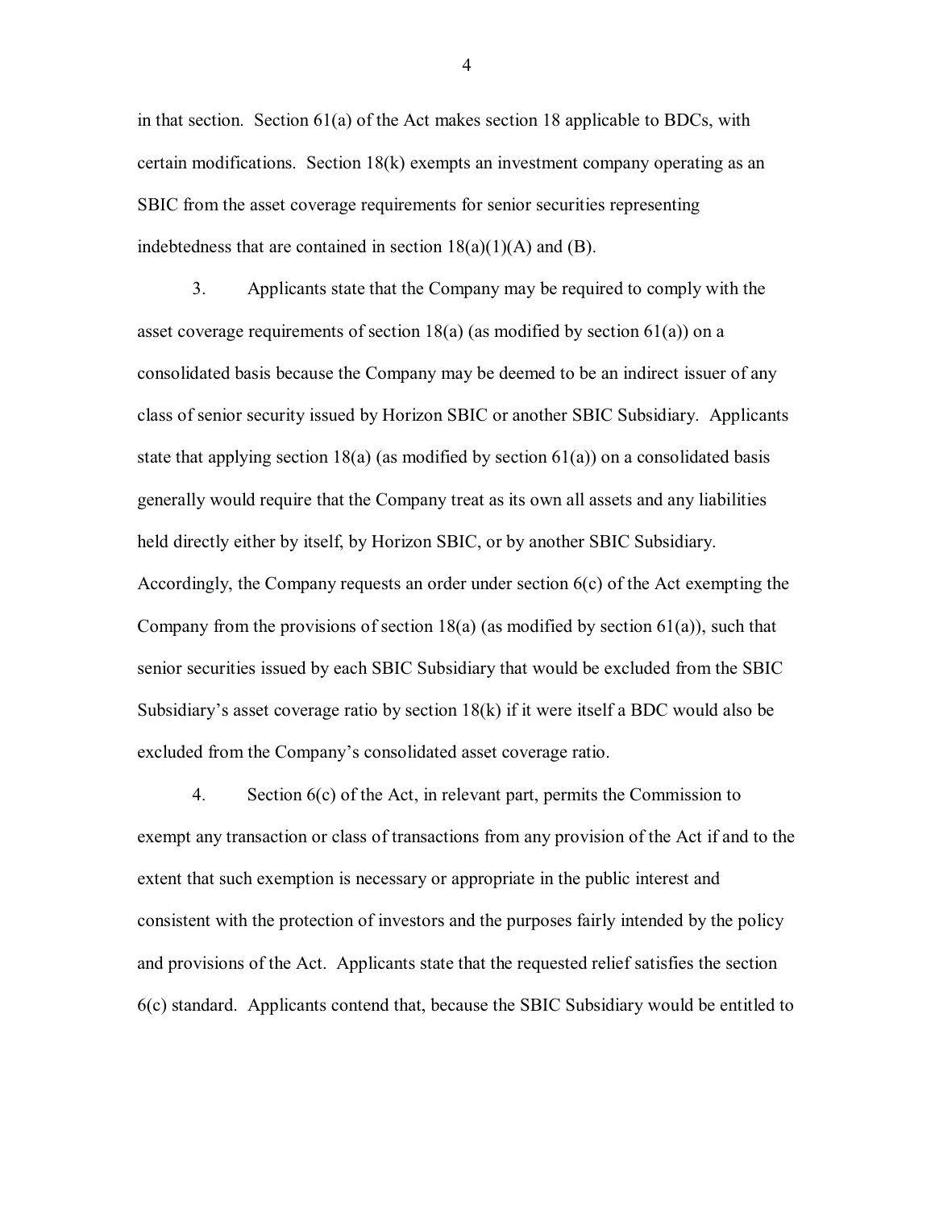in that section. Section 61(a) of the Act makes section 18 applicable to BDCs, with certain modifications. Section 18(k) exempts an investment company operating as an SBIC from the asset coverage requirements for senior securities representing indebtedness that are contained in section 18(a)(1)(A) and (B).

3. Applicants state that the Company may be required to comply with the asset coverage requirements of section 18(a) (as modified by section 61(a)) on a consolidated basis because the Company may be deemed to be an indirect issuer of any class of senior security issued by Horizon SBIC or another SBIC Subsidiary. Applicants state that applying section 18(a) (as modified by section 61(a)) on a consolidated basis generally would require that the Company treat as its own all assets and any liabilities held directly either by itself, by Horizon SBIC, or by another SBIC Subsidiary. Accordingly, the Company requests an order under section 6(c) of the Act exempting the Company from the provisions of section 18(a) (as modified by section 61(a)), such that senior securities issued by each SBIC Subsidiary that would be excluded from the SBIC Subsidiary's asset coverage ratio by section 18(k) if it were itself a BDC would also be excluded from the Company's consolidated asset coverage ratio.

4. Section 6(c) of the Act, in relevant part, permits the Commission to exempt any transaction or class of transactions from any provision of the Act if and to the extent that such exemption is necessary or appropriate in the public interest and consistent with the protection of investors and the purposes fairly intended by the policy and provisions of the Act. Applicants state that the requested relief satisfies the section 6(c) standard. Applicants contend that, because the SBIC Subsidiary would be entitled to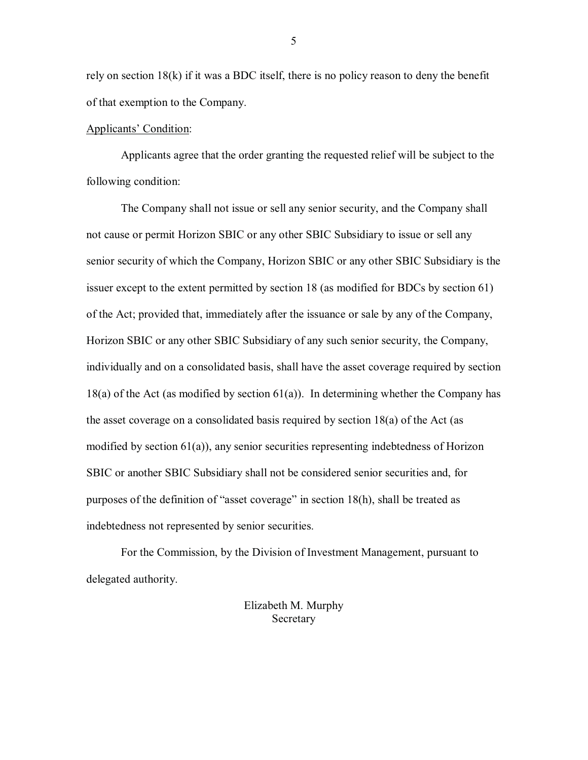rely on section 18(k) if it was a BDC itself, there is no policy reason to deny the benefit of that exemption to the Company.

<u>Applicants' Condition</u>:

Applicants agree that the order granting the requested relief will be subject to the following condition:

The Company shall not issue or sell any senior security, and the Company shall not cause or permit Horizon SBIC or any other SBIC Subsidiary to issue or sell any senior security of which the Company, Horizon SBIC or any other SBIC Subsidiary is the issuer except to the extent permitted by section 18 (as modified for BDCs by section 61) of the Act; provided that, immediately after the issuance or sale by any of the Company, Horizon SBIC or any other SBIC Subsidiary of any such senior security, the Company, individually and on a consolidated basis, shall have the asset coverage required by section 18(a) of the Act (as modified by section 61(a)). In determining whether the Company has the asset coverage on a consolidated basis required by section 18(a) of the Act (as modified by section 61(a)), any senior securities representing indebtedness of Horizon SBIC or another SBIC Subsidiary shall not be considered senior securities and, for purposes of the definition of "asset coverage" in section 18(h), shall be treated as indebtedness not represented by senior securities.

For the Commission, by the Division of Investment Management, pursuant to delegated authority.

Elizabeth M. Murphy
Secretary